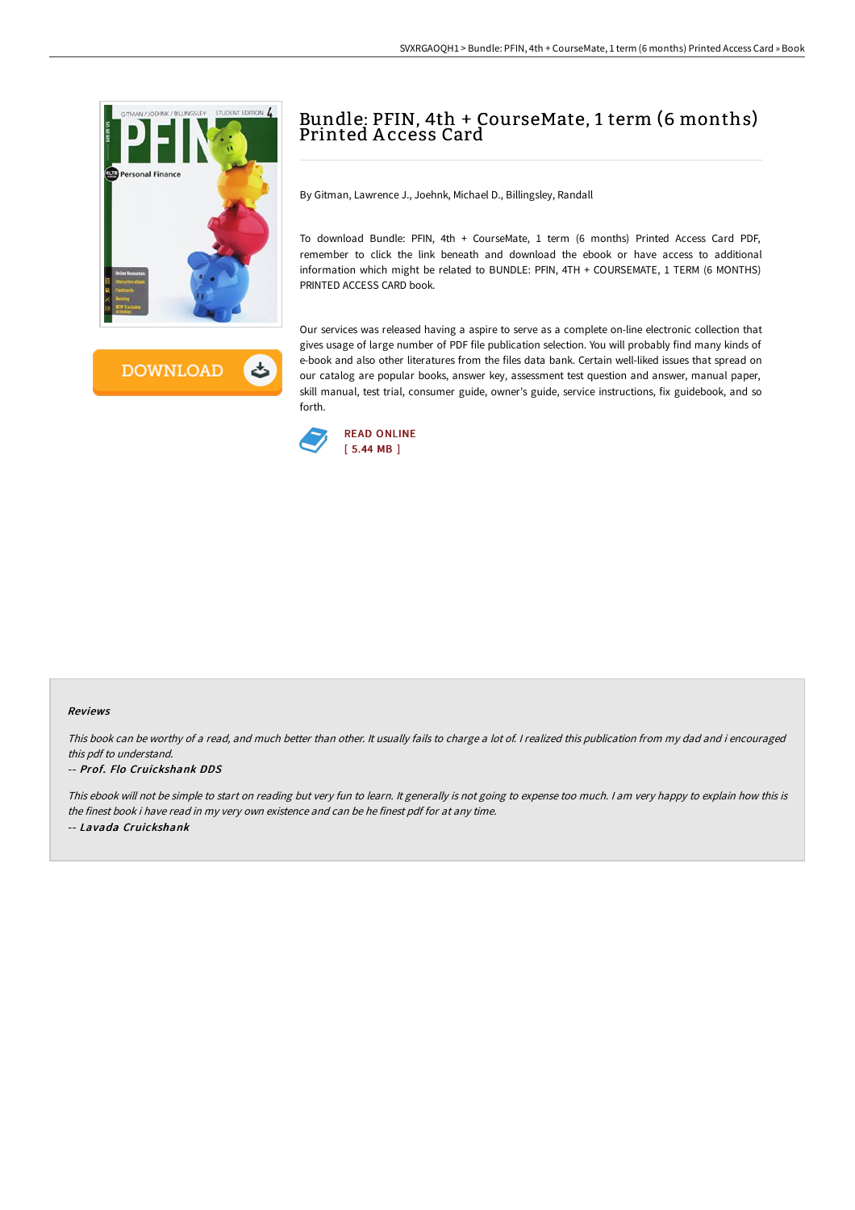# Bundle: PFIN, 4th + CourseMate, 1 term (6 months) Printed Access Card

By Gitman, Lawrence J., Joehnk, Michael D., Billingsley, Randall

To download Bundle: PFIN, 4th + CourseMate, 1 term (6 months) Printed Access Card PDF, remember to click the link beneath and download the ebook or have access to additional information which might be related to BUNDLE: PFIN, 4TH + COURSEMATE, 1 TERM (6 MONTHS) PRINTED ACCESS CARD book.

Our services was released having a aspire to serve as a complete on-line electronic collection that gives usage of large number of PDF file publication selection. You will probably find many kinds of e-book and also other literatures from the files data bank. Certain well-liked issues that spread on our catalog are popular books, answer key, assessment test question and answer, manual paper, skill manual, test trial, consumer guide, owner's guide, service instructions, fix guidebook, and so forth.

READ ONLINE
[ 5.44 MB ]

## Reviews

*This book can be worthy of a read, and much better than other. It usually fails to charge a lot of. I realized this publication from my dad and i encouraged this pdf to understand.*

-- *Prof. Flo Cruickshank DDS*

*This ebook will not be simple to start on reading but very fun to learn. It generally is not going to expense too much. I am very happy to explain how this is the finest book i have read in my very own existence and can be he finest pdf for at any time.*

-- *Lavada Cruickshank*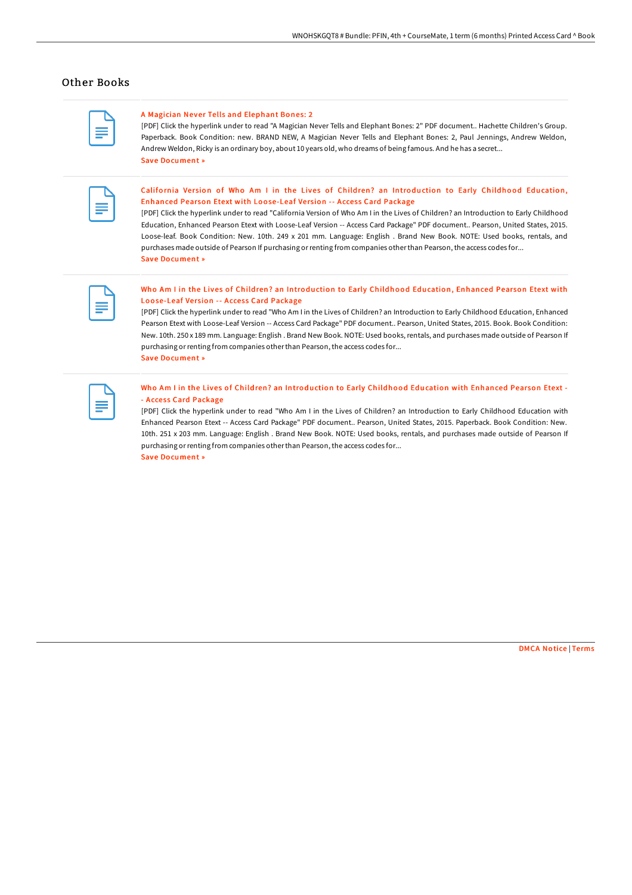## Other Books

### A Magician Never Tells and Elephant Bones: 2

[PDF] Click the hyperlink under to read "A Magician Never Tells and Elephant Bones: 2" PDF document.. Hachette Children's Group. Paperback. Book Condition: new. BRAND NEW, A Magician Never Tells and Elephant Bones: 2, Paul Jennings, Andrew Weldon, Andrew Weldon, Ricky is an ordinary boy, about 10 years old, who dreams of being famous. And he has a secret...

Save Document »

### California Version of Who Am I in the Lives of Children? an Introduction to Early Childhood Education, Enhanced Pearson Etext with Loose-Leaf Version -- Access Card Package

[PDF] Click the hyperlink under to read "California Version of Who Am I in the Lives of Children? an Introduction to Early Childhood Education, Enhanced Pearson Etext with Loose-Leaf Version -- Access Card Package" PDF document.. Pearson, United States, 2015. Loose-leaf. Book Condition: New. 10th. 249 x 201 mm. Language: English . Brand New Book. NOTE: Used books, rentals, and purchases made outside of Pearson If purchasing or renting from companies other than Pearson, the access codes for...

Save Document »

### Who Am I in the Lives of Children? an Introduction to Early Childhood Education, Enhanced Pearson Etext with Loose-Leaf Version -- Access Card Package

[PDF] Click the hyperlink under to read "Who Am I in the Lives of Children? an Introduction to Early Childhood Education, Enhanced Pearson Etext with Loose-Leaf Version -- Access Card Package" PDF document.. Pearson, United States, 2015. Book. Book Condition: New. 10th. 250 x 189 mm. Language: English . Brand New Book. NOTE: Used books, rentals, and purchases made outside of Pearson If purchasing or renting from companies other than Pearson, the access codes for...

Save Document »

### Who Am I in the Lives of Children? an Introduction to Early Childhood Education with Enhanced Pearson Etext -- Access Card Package

[PDF] Click the hyperlink under to read "Who Am I in the Lives of Children? an Introduction to Early Childhood Education with Enhanced Pearson Etext -- Access Card Package" PDF document.. Pearson, United States, 2015. Paperback. Book Condition: New. 10th. 251 x 203 mm. Language: English . Brand New Book. NOTE: Used books, rentals, and purchases made outside of Pearson If purchasing or renting from companies other than Pearson, the access codes for...

Save Document »

DMCA Notice | Terms